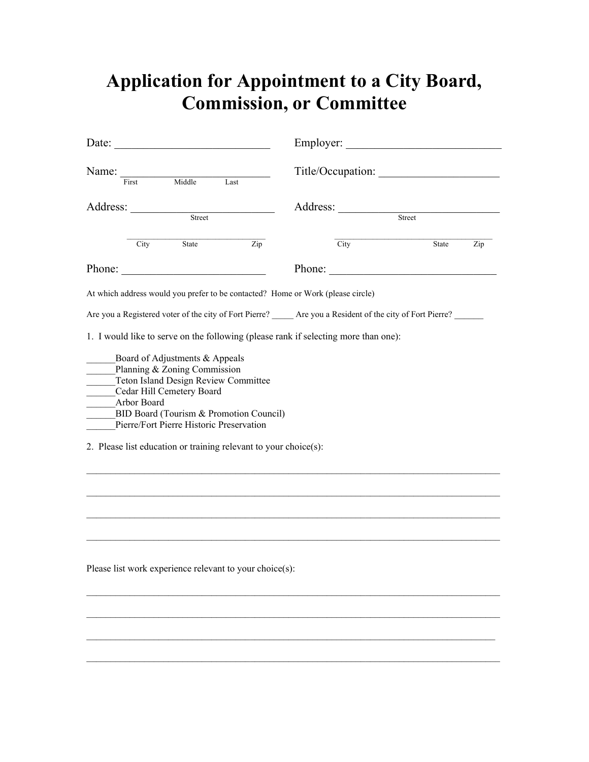# Application for Appointment to a City Board, Commission, or Committee

Date: ___________________________ Employer: ___________________________

Name: ___________________________ Title/Occupation: _____________________
First Middle Last

Address: _________________________ Address: ____________________________
Street Street

_________________________________ ____________________________________
City State Zip City State Zip

Phone: _________________________ Phone: _____________________________

At which address would you prefer to be contacted? Home or Work (please circle)

Are you a Registered voter of the city of Fort Pierre? _____ Are you a Resident of the city of Fort Pierre? _______

1. I would like to serve on the following (please rank if selecting more than one):

______Board of Adjustments & Appeals
______Planning & Zoning Commission
______Teton Island Design Review Committee
______Cedar Hill Cemetery Board
______Arbor Board
______BID Board (Tourism & Promotion Council)
______Pierre/Fort Pierre Historic Preservation

2. Please list education or training relevant to your choice(s):

_____________________________________________________________________________

_____________________________________________________________________________

_____________________________________________________________________________

_____________________________________________________________________________

Please list work experience relevant to your choice(s):

_____________________________________________________________________________

_____________________________________________________________________________

_____________________________________________________________________________

_____________________________________________________________________________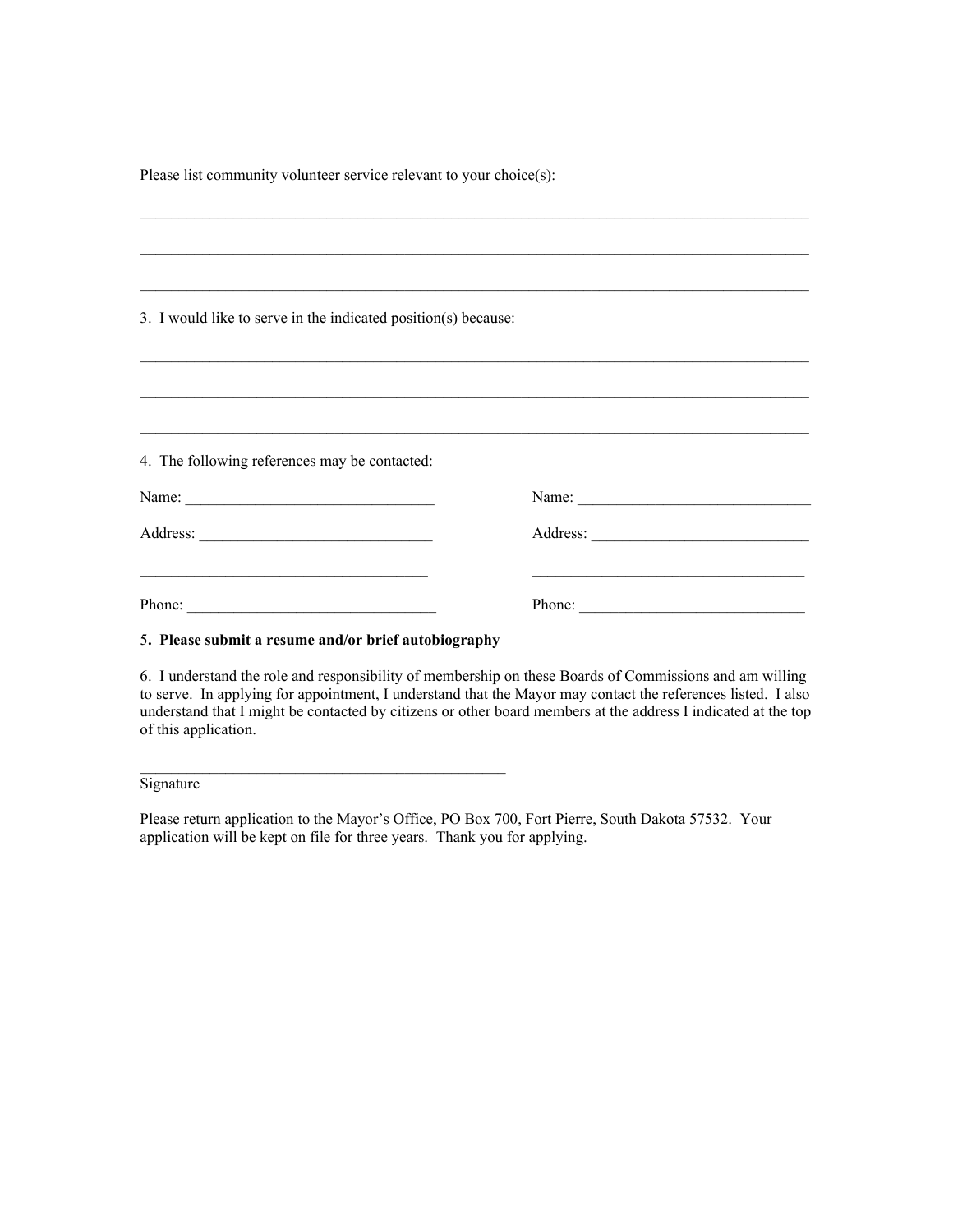Please list community volunteer service relevant to your choice(s):

_______________________________________________________________________________________

_______________________________________________________________________________________

_______________________________________________________________________________________

3. I would like to serve in the indicated position(s) because:

_______________________________________________________________________________________

_______________________________________________________________________________________

_______________________________________________________________________________________

4. The following references may be contacted:

Name: ________________________________

Address: ______________________________

_____________________________________

Phone: ________________________________

Name: ______________________________

Address: ____________________________

___________________________________

Phone: _____________________________

5**. Please submit a resume and/or brief autobiography**

6. I understand the role and responsibility of membership on these Boards of Commissions and am willing to serve. In applying for appointment, I understand that the Mayor may contact the references listed. I also understand that I might be contacted by citizens or other board members at the address I indicated at the top of this application.

_______________________________________________

Signature

Please return application to the Mayor's Office, PO Box 700, Fort Pierre, South Dakota 57532. Your application will be kept on file for three years. Thank you for applying.